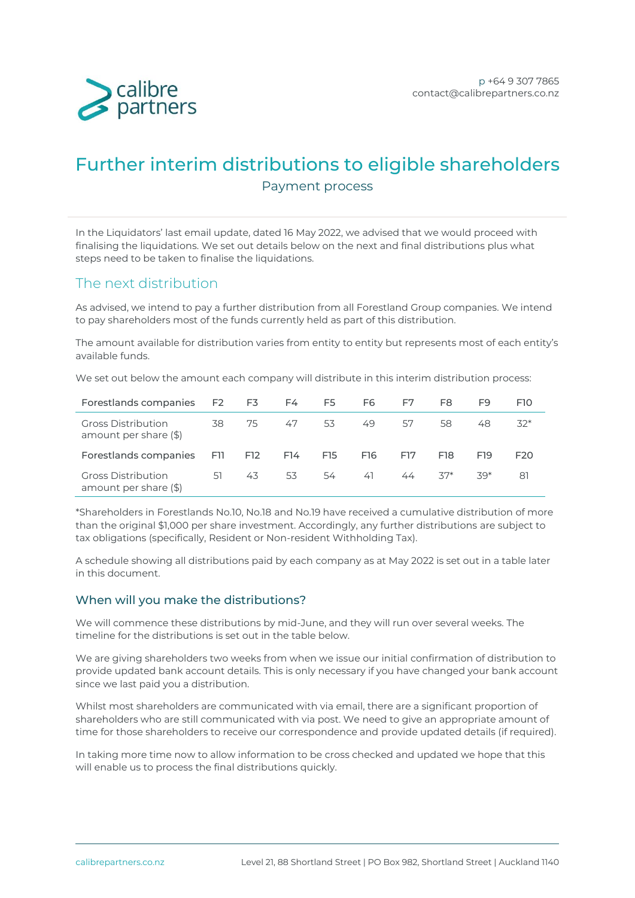# Further interim distributions to eligible shareholders

Payment process

In the Liquidators' last email update, dated 16 May 2022, we advised that we would proceed with finalising the liquidations. We set out details below on the next and final distributions plus what steps need to be taken to finalise the liquidations.

## The next distribution

As advised, we intend to pay a further distribution from all Forestland Group companies. We intend to pay shareholders most of the funds currently held as part of this distribution.

The amount available for distribution varies from entity to entity but represents most of each entity's available funds.

We set out below the amount each company will distribute in this interim distribution process:

| Forestlands companies | F2 | F3 | F4 | F5 | F6 | F7 | F8 | F9 | F10 |
|---|---|---|---|---|---|---|---|---|---|
| Gross Distribution amount per share ($) | 38 | 75 | 47 | 53 | 49 | 57 | 58 | 48 | 32* |
| **Forestlands companies** | **F11** | **F12** | **F14** | **F15** | **F16** | **F17** | **F18** | **F19** | **F20** |
| Gross Distribution amount per share ($) | 51 | 43 | 53 | 54 | 41 | 44 | 37* | 39* | 81 |

*Shareholders in Forestlands No.10, No.18 and No.19 have received a cumulative distribution of more than the original $1,000 per share investment. Accordingly, any further distributions are subject to tax obligations (specifically, Resident or Non-resident Withholding Tax).

A schedule showing all distributions paid by each company as at May 2022 is set out in a table later in this document.

### When will you make the distributions?

We will commence these distributions by mid-June, and they will run over several weeks. The timeline for the distributions is set out in the table below.

We are giving shareholders two weeks from when we issue our initial confirmation of distribution to provide updated bank account details. This is only necessary if you have changed your bank account since we last paid you a distribution.

Whilst most shareholders are communicated with via email, there are a significant proportion of shareholders who are still communicated with via post. We need to give an appropriate amount of time for those shareholders to receive our correspondence and provide updated details (if required).

In taking more time now to allow information to be cross checked and updated we hope that this will enable us to process the final distributions quickly.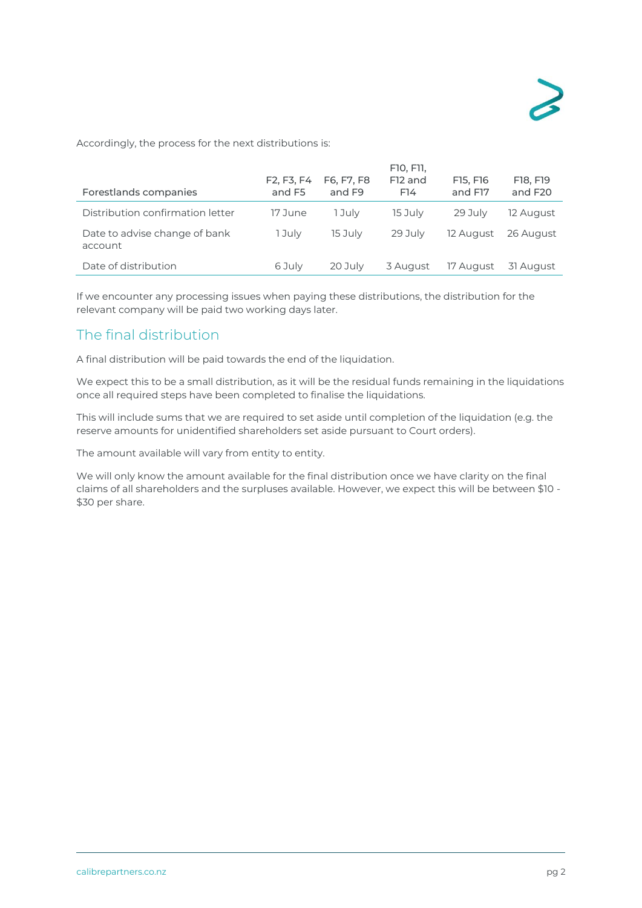Accordingly, the process for the next distributions is:

| Forestlands companies | F2, F3, F4 and F5 | F6, F7, F8 and F9 | F10, F11, F12 and F14 | F15, F16 and F17 | F18, F19 and F20 |
|---|---|---|---|---|---|
| Distribution confirmation letter | 17 June | 1 July | 15 July | 29 July | 12 August |
| Date to advise change of bank account | 1 July | 15 July | 29 July | 12 August | 26 August |
| Date of distribution | 6 July | 20 July | 3 August | 17 August | 31 August |

If we encounter any processing issues when paying these distributions, the distribution for the relevant company will be paid two working days later.

## The final distribution

A final distribution will be paid towards the end of the liquidation.

We expect this to be a small distribution, as it will be the residual funds remaining in the liquidations once all required steps have been completed to finalise the liquidations.

This will include sums that we are required to set aside until completion of the liquidation (e.g. the reserve amounts for unidentified shareholders set aside pursuant to Court orders).

The amount available will vary from entity to entity.

We will only know the amount available for the final distribution once we have clarity on the final claims of all shareholders and the surpluses available. However, we expect this will be between $10 - $30 per share.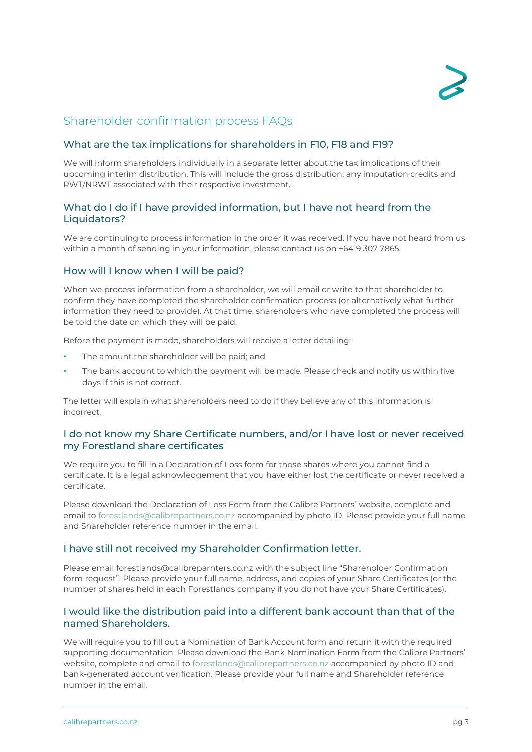## Shareholder confirmation process FAQs

### What are the tax implications for shareholders in F10, F18 and F19?

We will inform shareholders individually in a separate letter about the tax implications of their upcoming interim distribution. This will include the gross distribution, any imputation credits and RWT/NRWT associated with their respective investment.

### What do I do if I have provided information, but I have not heard from the Liquidators?

We are continuing to process information in the order it was received. If you have not heard from us within a month of sending in your information, please contact us on +64 9 307 7865.

### How will I know when I will be paid?

When we process information from a shareholder, we will email or write to that shareholder to confirm they have completed the shareholder confirmation process (or alternatively what further information they need to provide). At that time, shareholders who have completed the process will be told the date on which they will be paid.

Before the payment is made, shareholders will receive a letter detailing:

- The amount the shareholder will be paid; and
- The bank account to which the payment will be made. Please check and notify us within five days if this is not correct.

The letter will explain what shareholders need to do if they believe any of this information is incorrect.

### I do not know my Share Certificate numbers, and/or I have lost or never received my Forestland share certificates

We require you to fill in a Declaration of Loss form for those shares where you cannot find a certificate. It is a legal acknowledgement that you have either lost the certificate or never received a certificate.

Please download the Declaration of Loss Form from the Calibre Partners' website, complete and email to forestlands@calibrepartners.co.nz accompanied by photo ID. Please provide your full name and Shareholder reference number in the email.

### I have still not received my Shareholder Confirmation letter.

Please email forestlands@calibreparnters.co.nz with the subject line "Shareholder Confirmation form request". Please provide your full name, address, and copies of your Share Certificates (or the number of shares held in each Forestlands company if you do not have your Share Certificates).

### I would like the distribution paid into a different bank account than that of the named Shareholders.

We will require you to fill out a Nomination of Bank Account form and return it with the required supporting documentation. Please download the Bank Nomination Form from the Calibre Partners' website, complete and email to forestlands@calibrepartners.co.nz accompanied by photo ID and bank-generated account verification. Please provide your full name and Shareholder reference number in the email.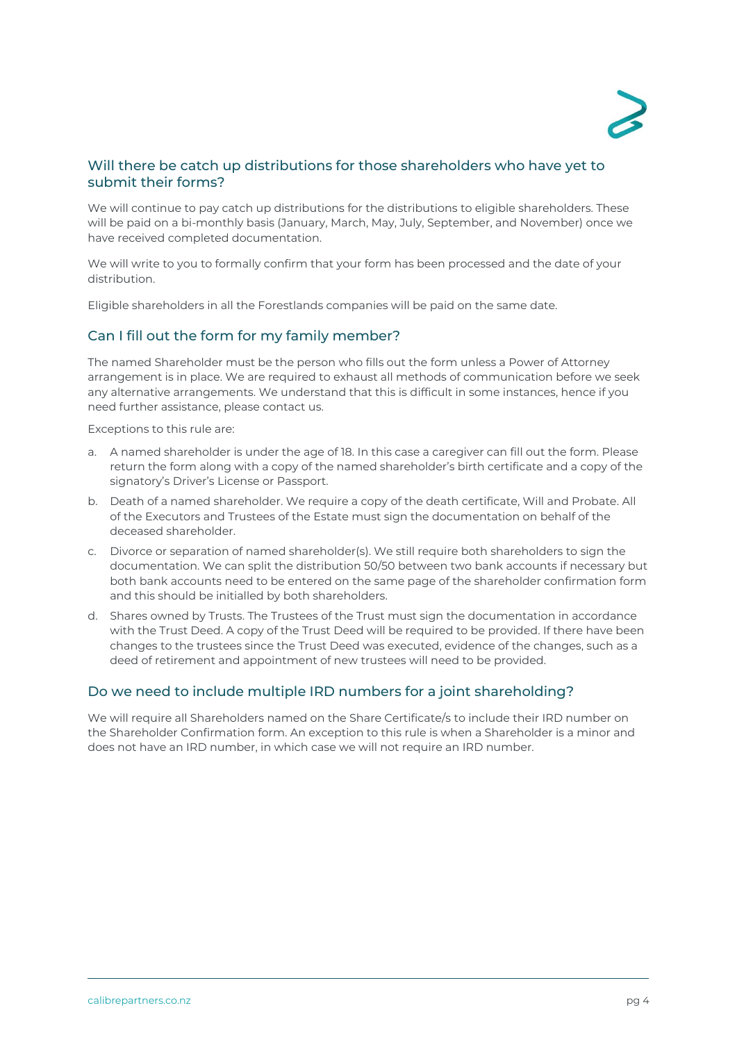## Will there be catch up distributions for those shareholders who have yet to submit their forms?

We will continue to pay catch up distributions for the distributions to eligible shareholders. These will be paid on a bi-monthly basis (January, March, May, July, September, and November) once we have received completed documentation.

We will write to you to formally confirm that your form has been processed and the date of your distribution.

Eligible shareholders in all the Forestlands companies will be paid on the same date.

## Can I fill out the form for my family member?

The named Shareholder must be the person who fills out the form unless a Power of Attorney arrangement is in place. We are required to exhaust all methods of communication before we seek any alternative arrangements. We understand that this is difficult in some instances, hence if you need further assistance, please contact us.

Exceptions to this rule are:

a. A named shareholder is under the age of 18. In this case a caregiver can fill out the form. Please return the form along with a copy of the named shareholder's birth certificate and a copy of the signatory's Driver's License or Passport.

b. Death of a named shareholder. We require a copy of the death certificate, Will and Probate. All of the Executors and Trustees of the Estate must sign the documentation on behalf of the deceased shareholder.

c. Divorce or separation of named shareholder(s). We still require both shareholders to sign the documentation. We can split the distribution 50/50 between two bank accounts if necessary but both bank accounts need to be entered on the same page of the shareholder confirmation form and this should be initialled by both shareholders.

d. Shares owned by Trusts. The Trustees of the Trust must sign the documentation in accordance with the Trust Deed. A copy of the Trust Deed will be required to be provided. If there have been changes to the trustees since the Trust Deed was executed, evidence of the changes, such as a deed of retirement and appointment of new trustees will need to be provided.

## Do we need to include multiple IRD numbers for a joint shareholding?

We will require all Shareholders named on the Share Certificate/s to include their IRD number on the Shareholder Confirmation form. An exception to this rule is when a Shareholder is a minor and does not have an IRD number, in which case we will not require an IRD number.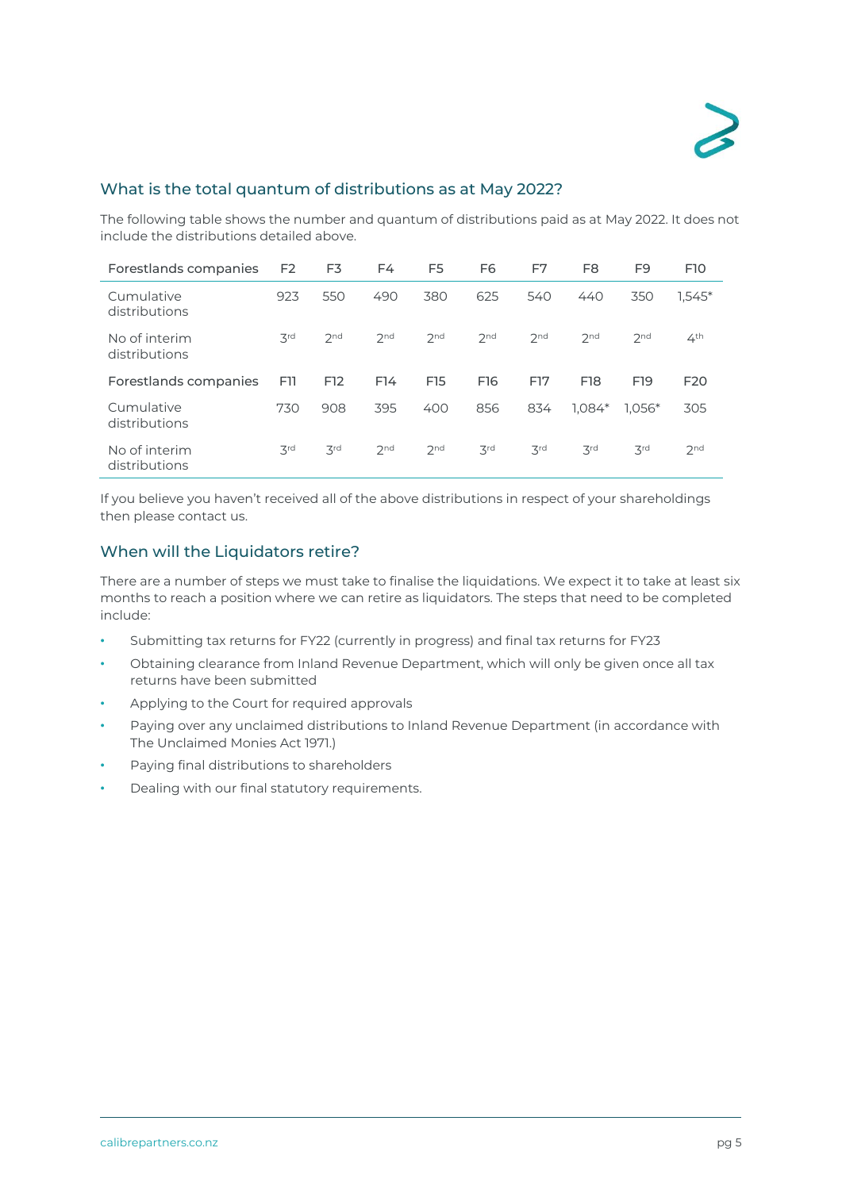## What is the total quantum of distributions as at May 2022?

The following table shows the number and quantum of distributions paid as at May 2022. It does not include the distributions detailed above.

| Forestlands companies | F2 | F3 | F4 | F5 | F6 | F7 | F8 | F9 | F10 |
|---|---|---|---|---|---|---|---|---|---|
| Cumulative distributions | 923 | 550 | 490 | 380 | 625 | 540 | 440 | 350 | 1,545* |
| No of interim distributions | 3rd | 2nd | 2nd | 2nd | 2nd | 2nd | 2nd | 2nd | 4th |
| **Forestlands companies** | **F11** | **F12** | **F14** | **F15** | **F16** | **F17** | **F18** | **F19** | **F20** |
| Cumulative distributions | 730 | 908 | 395 | 400 | 856 | 834 | 1,084* | 1,056* | 305 |
| No of interim distributions | 3rd | 3rd | 2nd | 2nd | 3rd | 3rd | 3rd | 3rd | 2nd |

If you believe you haven't received all of the above distributions in respect of your shareholdings then please contact us.

## When will the Liquidators retire?

There are a number of steps we must take to finalise the liquidations. We expect it to take at least six months to reach a position where we can retire as liquidators. The steps that need to be completed include:

- Submitting tax returns for FY22 (currently in progress) and final tax returns for FY23
- Obtaining clearance from Inland Revenue Department, which will only be given once all tax returns have been submitted
- Applying to the Court for required approvals
- Paying over any unclaimed distributions to Inland Revenue Department (in accordance with The Unclaimed Monies Act 1971.)
- Paying final distributions to shareholders
- Dealing with our final statutory requirements.